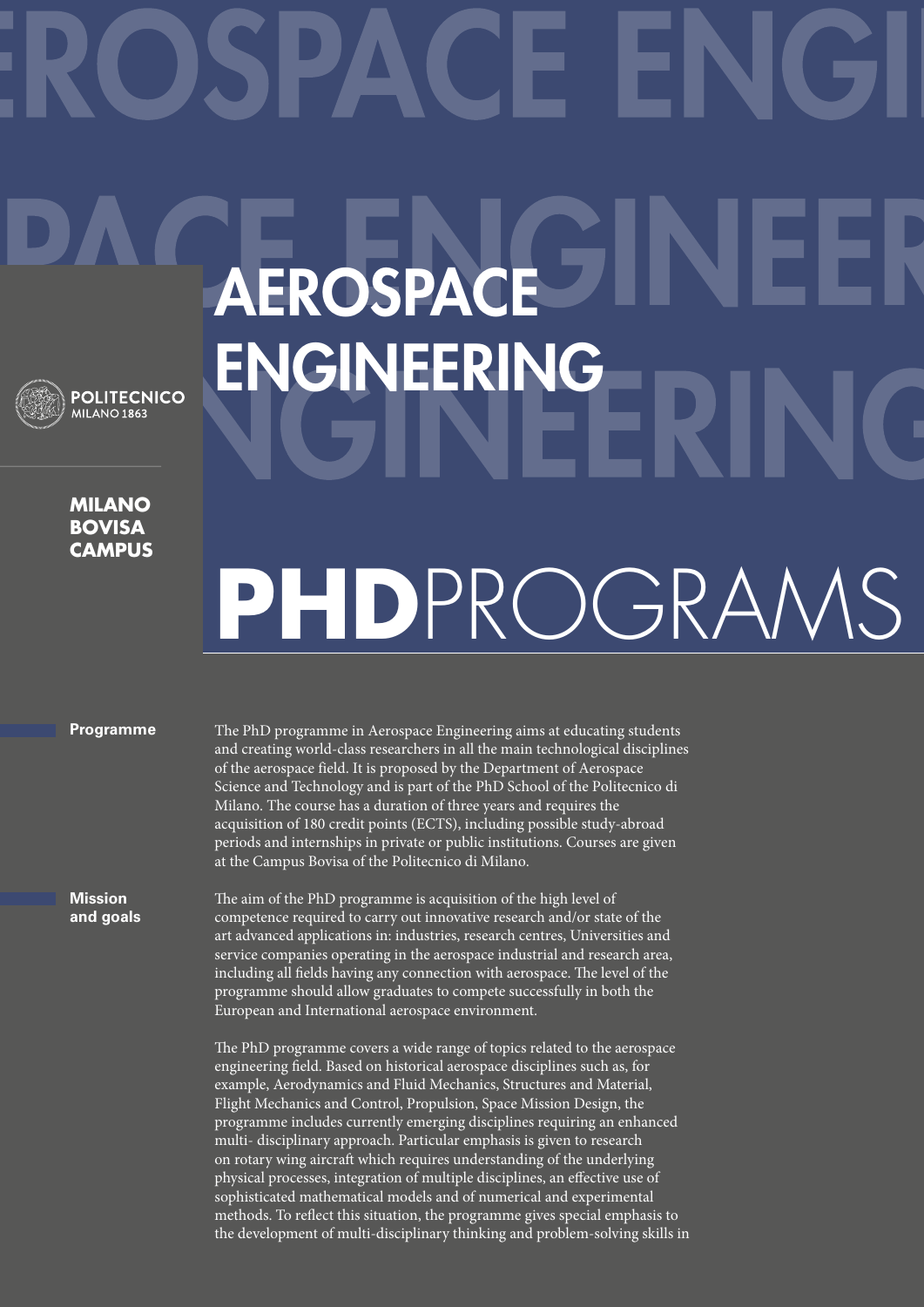# AEROSPACE ENGINEERING

POLITECNICO MILANO 1863

**MILANO BOVISA CAMPUS**

# PHDPROGRAMS

## Programme

The PhD programme in Aerospace Engineering aims at educating students and creating world-class researchers in all the main technological disciplines of the aerospace field. It is proposed by the Department of Aerospace Science and Technology and is part of the PhD School of the Politecnico di Milano. The course has a duration of three years and requires the acquisition of 180 credit points (ECTS), including possible study-abroad periods and internships in private or public institutions. Courses are given at the Campus Bovisa of the Politecnico di Milano.

## Mission and goals

The aim of the PhD programme is acquisition of the high level of competence required to carry out innovative research and/or state of the art advanced applications in: industries, research centres, Universities and service companies operating in the aerospace industrial and research area, including all fields having any connection with aerospace. The level of the programme should allow graduates to compete successfully in both the European and International aerospace environment.

The PhD programme covers a wide range of topics related to the aerospace engineering field. Based on historical aerospace disciplines such as, for example, Aerodynamics and Fluid Mechanics, Structures and Material, Flight Mechanics and Control, Propulsion, Space Mission Design, the programme includes currently emerging disciplines requiring an enhanced multi- disciplinary approach. Particular emphasis is given to research on rotary wing aircraft which requires understanding of the underlying physical processes, integration of multiple disciplines, an effective use of sophisticated mathematical models and of numerical and experimental methods. To reflect this situation, the programme gives special emphasis to the development of multi-disciplinary thinking and problem-solving skills in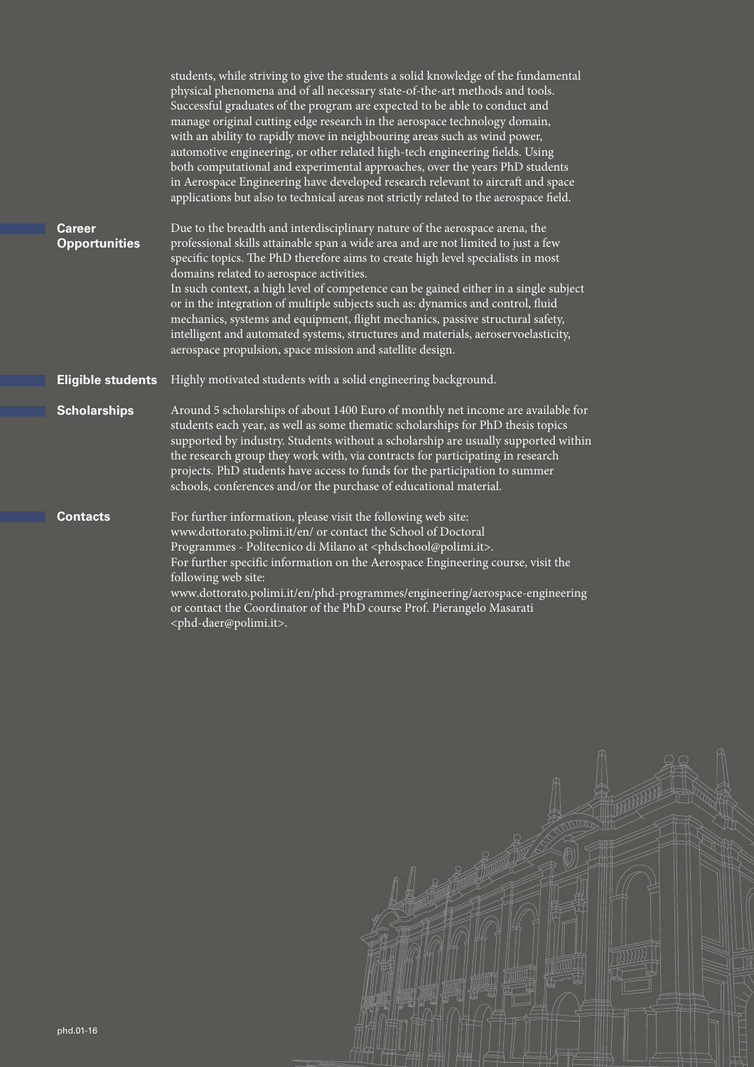students, while striving to give the students a solid knowledge of the fundamental physical phenomena and of all necessary state-of-the-art methods and tools. Successful graduates of the program are expected to be able to conduct and manage original cutting edge research in the aerospace technology domain, with an ability to rapidly move in neighbouring areas such as wind power, automotive engineering, or other related high-tech engineering fields. Using both computational and experimental approaches, over the years PhD students in Aerospace Engineering have developed research relevant to aircraft and space applications but also to technical areas not strictly related to the aerospace field.

## Career Opportunities

Due to the breadth and interdisciplinary nature of the aerospace arena, the professional skills attainable span a wide area and are not limited to just a few specific topics. The PhD therefore aims to create high level specialists in most domains related to aerospace activities.
In such context, a high level of competence can be gained either in a single subject or in the integration of multiple subjects such as: dynamics and control, fluid mechanics, systems and equipment, flight mechanics, passive structural safety, intelligent and automated systems, structures and materials, aeroservoelasticity, aerospace propulsion, space mission and satellite design.

## Eligible students

Highly motivated students with a solid engineering background.

## Scholarships

Around 5 scholarships of about 1400 Euro of monthly net income are available for students each year, as well as some thematic scholarships for PhD thesis topics supported by industry. Students without a scholarship are usually supported within the research group they work with, via contracts for participating in research projects. PhD students have access to funds for the participation to summer schools, conferences and/or the purchase of educational material.

## Contacts

For further information, please visit the following web site:
www.dottorato.polimi.it/en/ or contact the School of Doctoral Programmes - Politecnico di Milano at <phdschool@polimi.it>.
For further specific information on the Aerospace Engineering course, visit the following web site:
www.dottorato.polimi.it/en/phd-programmes/engineering/aerospace-engineering or contact the Coordinator of the PhD course Prof. Pierangelo Masarati <phd-daer@polimi.it>.

phd.01-16